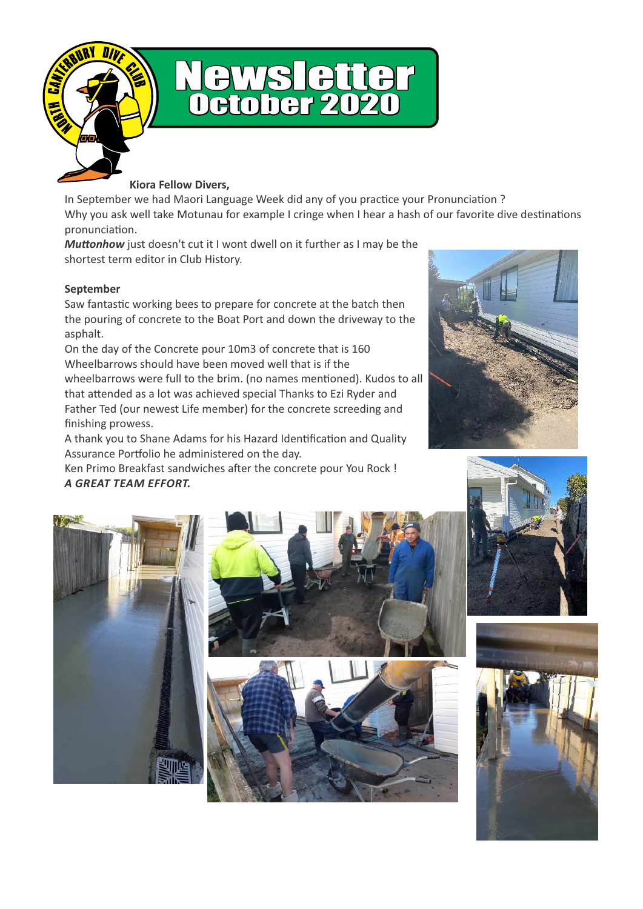# Newsletter October 2020

**Kiora Fellow Divers,**

In September we had Maori Language Week did any of you practice your Pronunciation ?
Why you ask well take Motunau for example I cringe when I hear a hash of our favorite dive destinations pronunciation.
***Muttonhow*** just doesn't cut it I wont dwell on it further as I may be the shortest term editor in Club History.

**September**

Saw fantastic working bees to prepare for concrete at the batch then the pouring of concrete to the Boat Port and down the driveway to the asphalt.
On the day of the Concrete pour 10m3 of concrete that is 160 Wheelbarrows should have been moved well that is if the wheelbarrows were full to the brim. (no names mentioned). Kudos to all that attended as a lot was achieved special Thanks to Ezi Ryder and Father Ted (our newest Life member) for the concrete screeding and finishing prowess.
A thank you to Shane Adams for his Hazard Identification and Quality Assurance Portfolio he administered on the day.
Ken Primo Breakfast sandwiches after the concrete pour You Rock !
***A GREAT TEAM EFFORT.***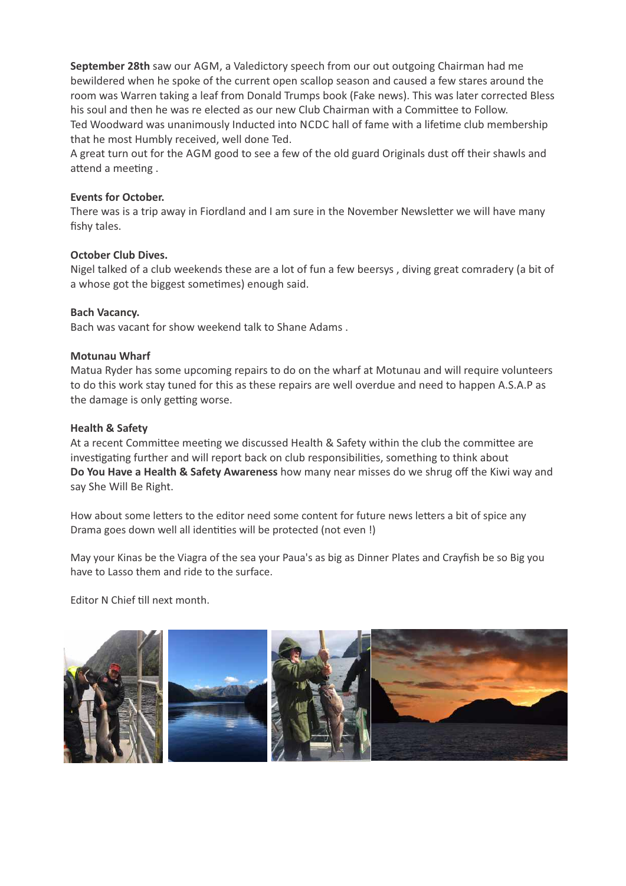**September 28th** saw our AGM, a Valedictory speech from our out outgoing Chairman had me bewildered when he spoke of the current open scallop season and caused a few stares around the room was Warren taking a leaf from Donald Trumps book (Fake news). This was later corrected Bless his soul and then he was re elected as our new Club Chairman with a Committee to Follow.
Ted Woodward was unanimously Inducted into NCDC hall of fame with a lifetime club membership that he most Humbly received, well done Ted.
A great turn out for the AGM good to see a few of the old guard Originals dust off their shawls and attend a meeting .

**Events for October.**
There was is a trip away in Fiordland and I am sure in the November Newsletter we will have many fishy tales.

**October Club Dives.**
Nigel talked of a club weekends these are a lot of fun a few beersys , diving great comradery (a bit of a whose got the biggest sometimes) enough said.

**Bach Vacancy.**
Bach was vacant for show weekend talk to Shane Adams .

**Motunau Wharf**
Matua Ryder has some upcoming repairs to do on the wharf at Motunau and will require volunteers to do this work stay tuned for this as these repairs are well overdue and need to happen A.S.A.P as the damage is only getting worse.

**Health & Safety**
At a recent Committee meeting we discussed Health & Safety within the club the committee are investigating further and will report back on club responsibilities, something to think about
**Do You Have a Health & Safety Awareness** how many near misses do we shrug off the Kiwi way and say She Will Be Right.

How about some letters to the editor need some content for future news letters a bit of spice any Drama goes down well all identities will be protected (not even !)

May your Kinas be the Viagra of the sea your Paua's as big as Dinner Plates and Crayfish be so Big you have to Lasso them and ride to the surface.

Editor N Chief till next month.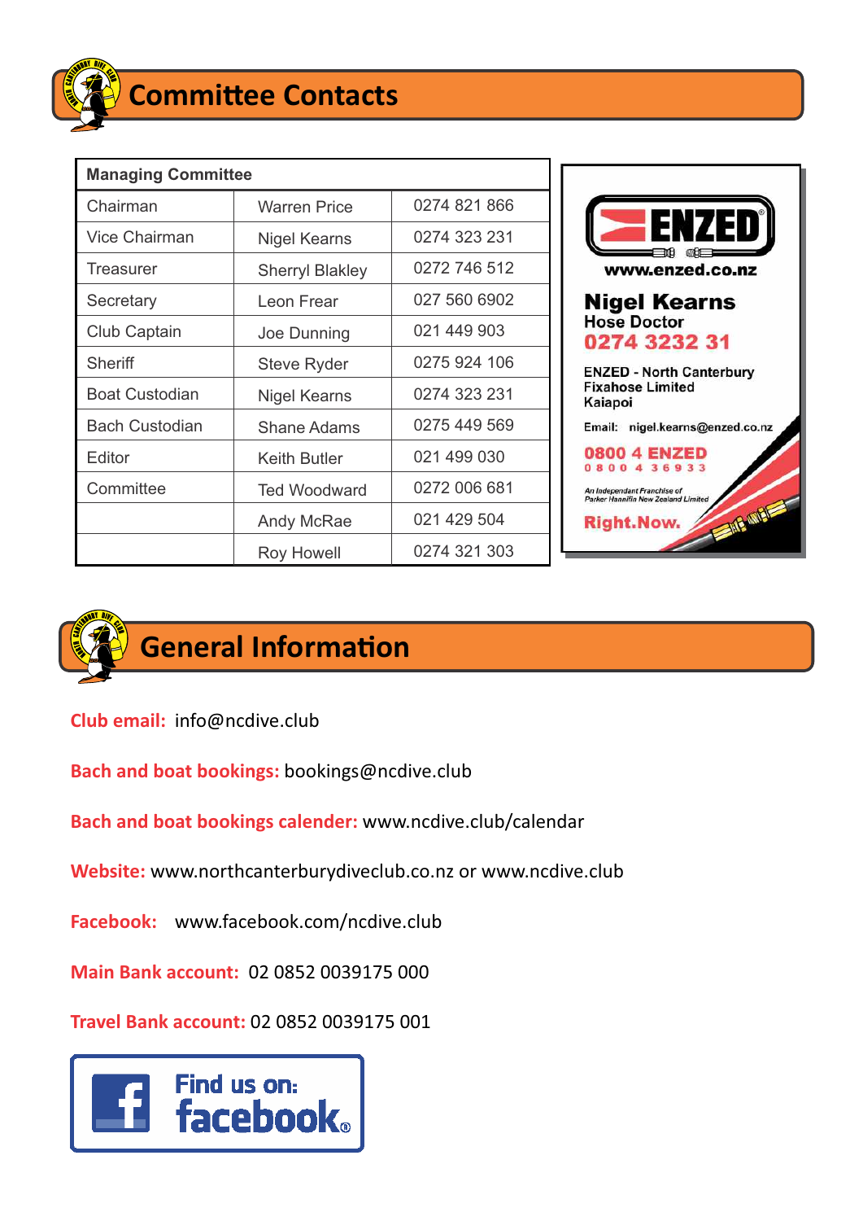# Committee Contacts

| Managing Committee | | |
|---|---|---|
| Chairman | Warren Price | 0274 821 866 |
| Vice Chairman | Nigel Kearns | 0274 323 231 |
| Treasurer | Sherryl Blakley | 0272 746 512 |
| Secretary | Leon Frear | 027 560 6902 |
| Club Captain | Joe Dunning | 021 449 903 |
| Sheriff | Steve Ryder | 0275 924 106 |
| Boat Custodian | Nigel Kearns | 0274 323 231 |
| Bach Custodian | Shane Adams | 0275 449 569 |
| Editor | Keith Butler | 021 499 030 |
| Committee | Ted Woodward | 0272 006 681 |
| | Andy McRae | 021 429 504 |
| | Roy Howell | 0274 321 303 |

ENZED
www.enzed.co.nz

**Nigel Kearns**
Hose Doctor
**0274 3232 31**

ENZED - North Canterbury
Fixahose Limited
Kaipoi

Email: nigel.kearns@enzed.co.nz

**0800 4 ENZED**
0800 4 36933

*An Independant Franchise of Parker Hannifin New Zealand Limited*

**Right.Now.**

# General Information

**Club email:** info@ncdive.club

**Bach and boat bookings:** bookings@ncdive.club

**Bach and boat bookings calender:** www.ncdive.club/calendar

**Website:** www.northcanterburydiveclub.co.nz or www.ncdive.club

**Facebook:** www.facebook.com/ncdive.club

**Main Bank account:** 02 0852 0039175 000

**Travel Bank account:** 02 0852 0039175 001

Find us on: facebook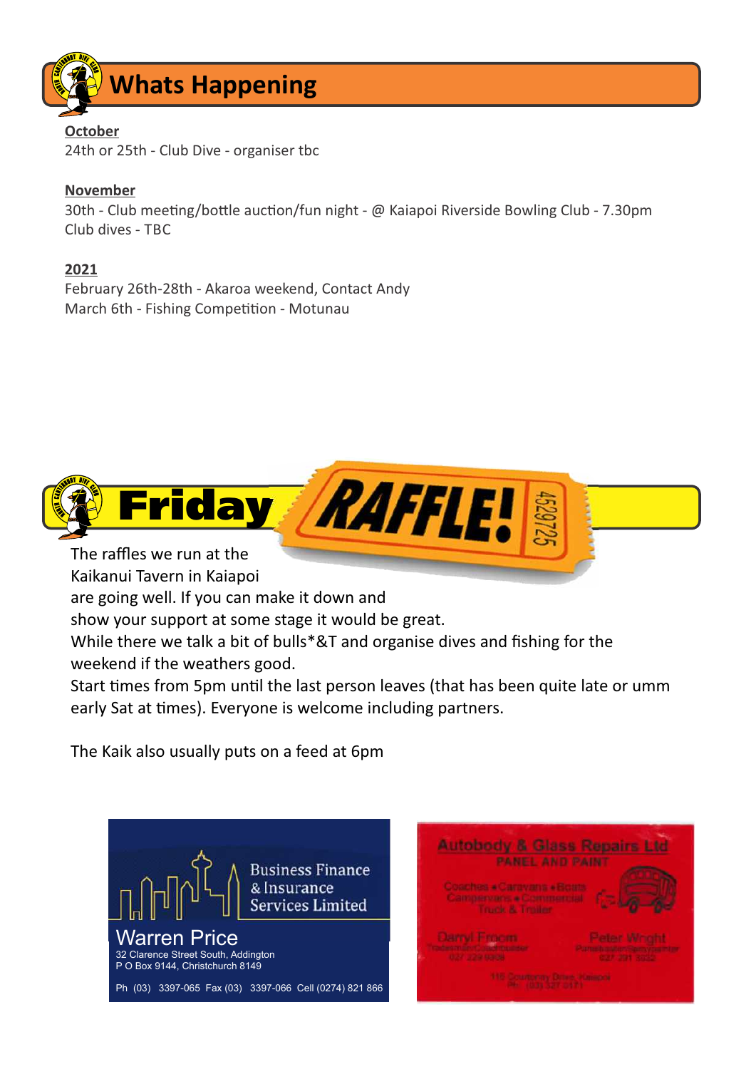# Whats Happening

**October**

24th or 25th - Club Dive - organiser tbc

**November**

30th - Club meeting/bottle auction/fun night - @ Kaiapoi Riverside Bowling Club - 7.30pm
Club dives - TBC

**2021**

February 26th-28th - Akaroa weekend, Contact Andy
March 6th - Fishing Competition - Motunau

# Friday RAFFLE!

The raffles we run at the Kaikanui Tavern in Kaiapoi are going well. If you can make it down and show your support at some stage it would be great.
While there we talk a bit of bulls*&T and organise dives and fishing for the weekend if the weathers good.
Start times from 5pm until the last person leaves (that has been quite late or umm early Sat at times). Everyone is welcome including partners.

The Kaik also usually puts on a feed at 6pm

Business Finance & Insurance Services Limited
Warren Price
32 Clarence Street South, Addington
P O Box 9144, Christchurch 8149
Ph (03) 3397-065 Fax (03) 3397-066 Cell (0274) 821 866

Autobody & Glass Repairs Ltd
PANEL AND PAINT
Coaches • Caravans • Boats
Campervans • Commercial
Truck & Trailer
Darryl Froom
Tradesman/Coachbuilder
027 229 9309
Peter Wright
Panelbeater/Spraypainter
027 231 3032
115 Courtenay Drive, Kaiapoi
Ph: (03) 327 0171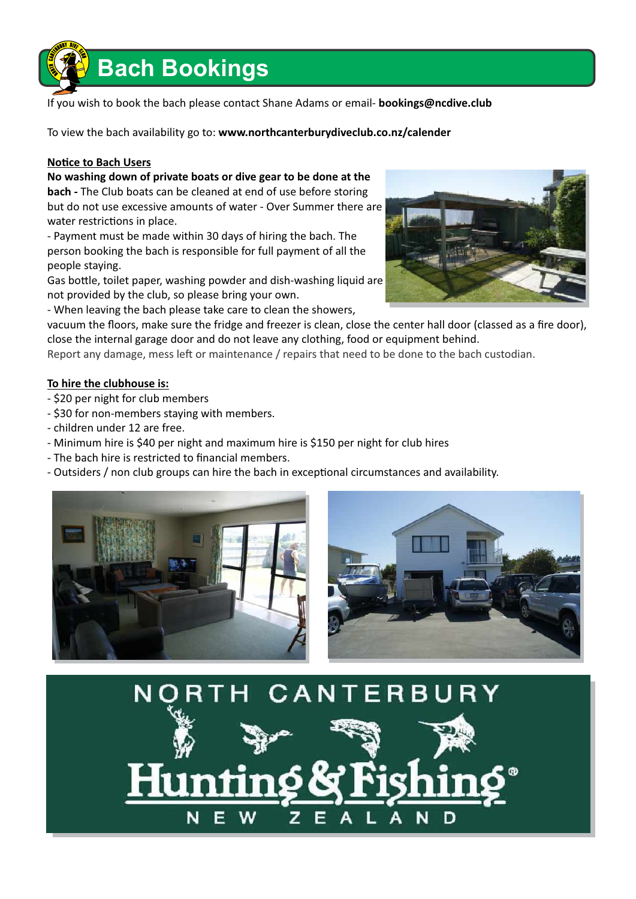# Bach Bookings

If you wish to book the bach please contact Shane Adams or email- **bookings@ncdive.club**

To view the bach availability go to: **www.northcanterburydiveclub.co.nz/calender**

**Notice to Bach Users**

**No washing down of private boats or dive gear to be done at the bach -** The Club boats can be cleaned at end of use before storing but do not use excessive amounts of water - Over Summer there are water restrictions in place.

- Payment must be made within 30 days of hiring the bach. The person booking the bach is responsible for full payment of all the people staying.

Gas bottle, toilet paper, washing powder and dish-washing liquid are not provided by the club, so please bring your own.

- When leaving the bach please take care to clean the showers, vacuum the floors, make sure the fridge and freezer is clean, close the center hall door (classed as a fire door), close the internal garage door and do not leave any clothing, food or equipment behind.

Report any damage, mess left or maintenance / repairs that need to be done to the bach custodian.

**To hire the clubhouse is:**

- $20 per night for club members
- $30 for non-members staying with members.
- children under 12 are free.
- Minimum hire is $40 per night and maximum hire is $150 per night for club hires
- The bach hire is restricted to financial members.
- Outsiders / non club groups can hire the bach in exceptional circumstances and availability.

NORTH CANTERBURY

Hunting & Fishing

NEW ZEALAND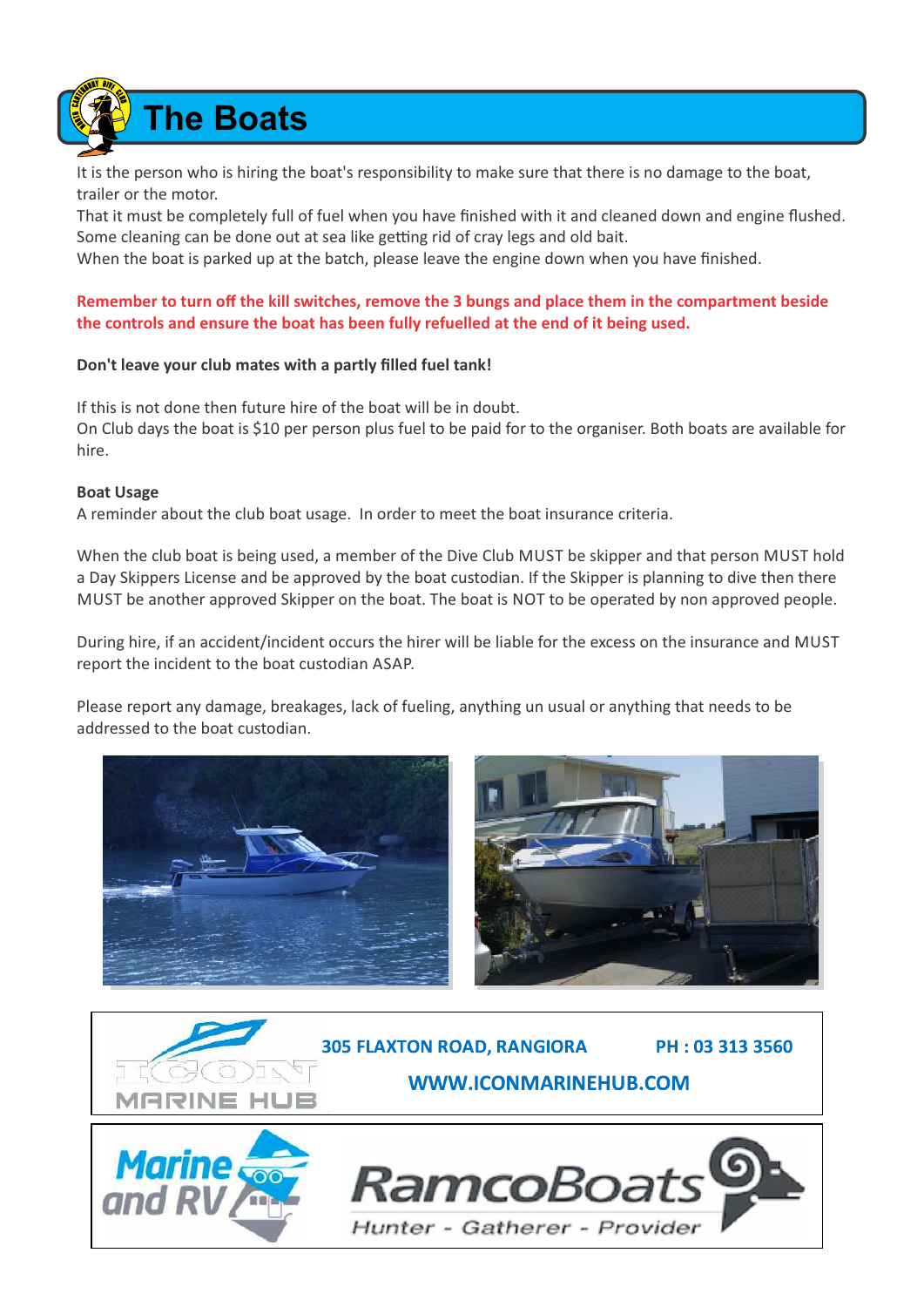# The Boats

It is the person who is hiring the boat's responsibility to make sure that there is no damage to the boat, trailer or the motor.
That it must be completely full of fuel when you have finished with it and cleaned down and engine flushed. Some cleaning can be done out at sea like getting rid of cray legs and old bait.
When the boat is parked up at the batch, please leave the engine down when you have finished.

**Remember to turn off the kill switches, remove the 3 bungs and place them in the compartment beside the controls and ensure the boat has been fully refuelled at the end of it being used.**

**Don't leave your club mates with a partly filled fuel tank!**

If this is not done then future hire of the boat will be in doubt.
On Club days the boat is $10 per person plus fuel to be paid for to the organiser. Both boats are available for hire.

**Boat Usage**
A reminder about the club boat usage. In order to meet the boat insurance criteria.

When the club boat is being used, a member of the Dive Club MUST be skipper and that person MUST hold a Day Skippers License and be approved by the boat custodian. If the Skipper is planning to dive then there MUST be another approved Skipper on the boat. The boat is NOT to be operated by non approved people.

During hire, if an accident/incident occurs the hirer will be liable for the excess on the insurance and MUST report the incident to the boat custodian ASAP.

Please report any damage, breakages, lack of fueling, anything un usual or anything that needs to be addressed to the boat custodian.

ICON MARINE HUB

**305 FLAXTON ROAD, RANGIORA** **PH : 03 313 3560**

**WWW.ICONMARINEHUB.COM**

Marine and RV

RamcoBoats
Hunter - Gatherer - Provider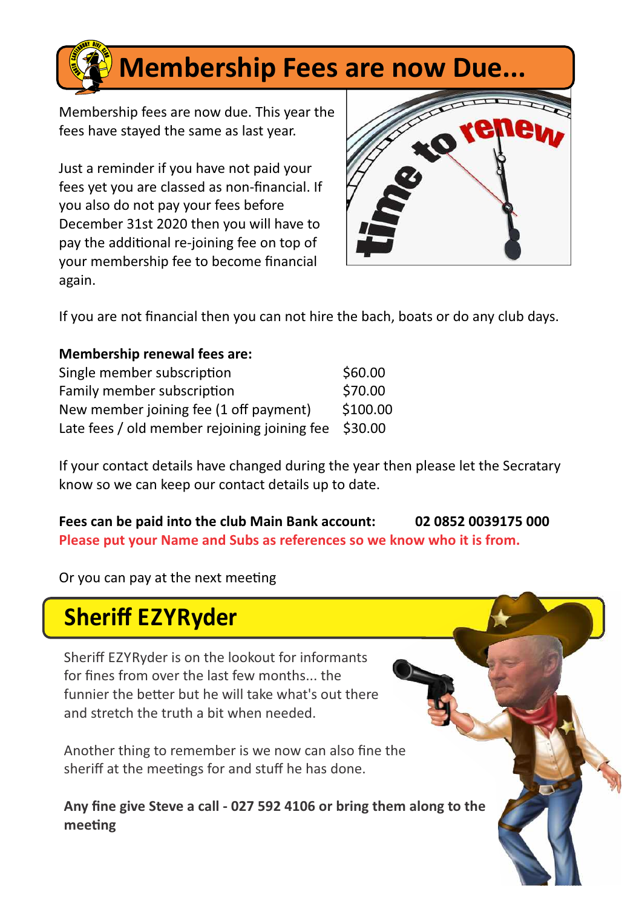# Membership Fees are now Due...

Membership fees are now due. This year the fees have stayed the same as last year.

Just a reminder if you have not paid your fees yet you are classed as non-financial. If you also do not pay your fees before December 31st 2020 then you will have to pay the additional re-joining fee on top of your membership fee to become financial again.

If you are not financial then you can not hire the bach, boats or do any club days.

**Membership renewal fees are:**

| | |
|---|---|
| Single member subscription | $60.00 |
| Family member subscription | $70.00 |
| New member joining fee (1 off payment) | $100.00 |
| Late fees / old member rejoining joining fee | $30.00 |

If your contact details have changed during the year then please let the Secratary know so we can keep our contact details up to date.

**Fees can be paid into the club Main Bank account: 02 0852 0039175 000**
**Please put your Name and Subs as references so we know who it is from.**

Or you can pay at the next meeting

# Sheriff EZYRyder

Sheriff EZYRyder is on the lookout for informants for fines from over the last few months... the funnier the better but he will take what's out there and stretch the truth a bit when needed.

Another thing to remember is we now can also fine the sheriff at the meetings for and stuff he has done.

**Any fine give Steve a call - 027 592 4106 or bring them along to the meeting**